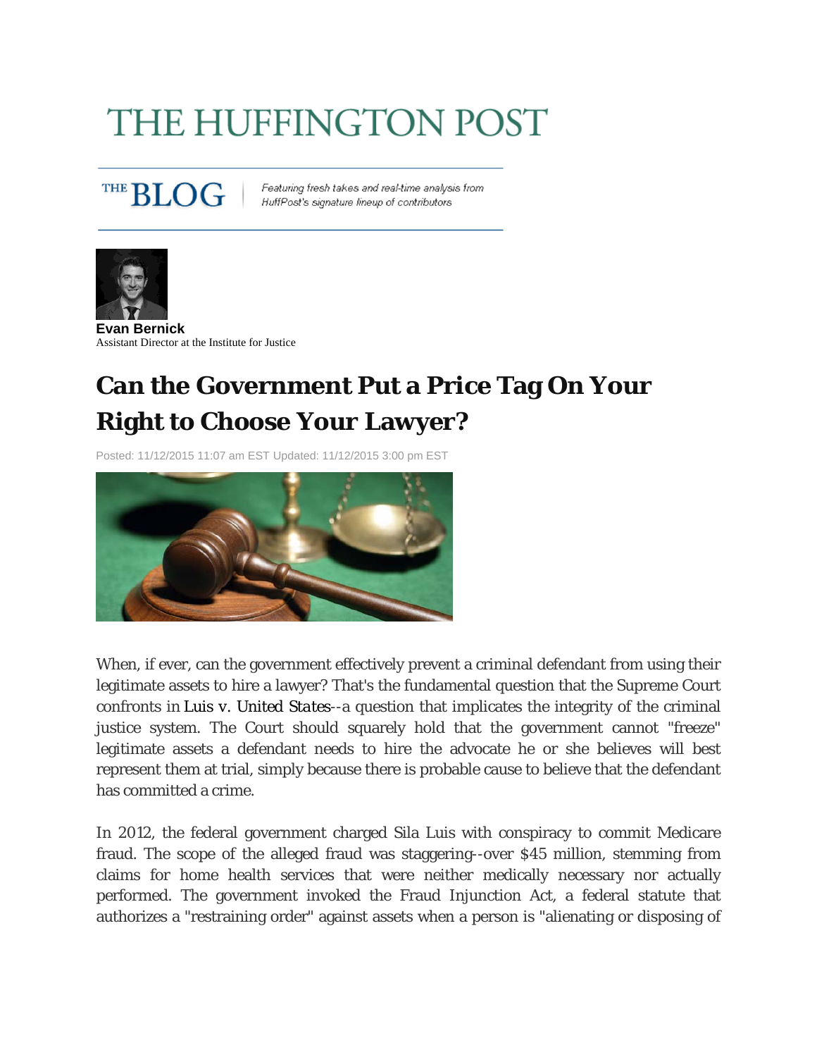# THE HUFFINGTON POST

THE BLOG | Featuring fresh takes and real-time analysis from HuffPost's signature lineup of contributors

**Evan Bernick**
Assistant Director at the Institute for Justice

## Can the Government Put a Price Tag On Your Right to Choose Your Lawyer?

Posted: 11/12/2015 11:07 am EST Updated: 11/12/2015 3:00 pm EST

When, if ever, can the government effectively prevent a criminal defendant from using their legitimate assets to hire a lawyer? That's the fundamental question that the Supreme Court confronts in *Luis v. United States*--a question that implicates the integrity of the criminal justice system. The Court should squarely hold that the government cannot "freeze" legitimate assets a defendant needs to hire the advocate he or she believes will best represent them at trial, simply because there is probable cause to believe that the defendant has committed a crime.

In 2012, the federal government charged Sila Luis with conspiracy to commit Medicare fraud. The scope of the alleged fraud was staggering--over $45 million, stemming from claims for home health services that were neither medically necessary nor actually performed. The government invoked the Fraud Injunction Act, a federal statute that authorizes a "restraining order" against assets when a person is "alienating or disposing of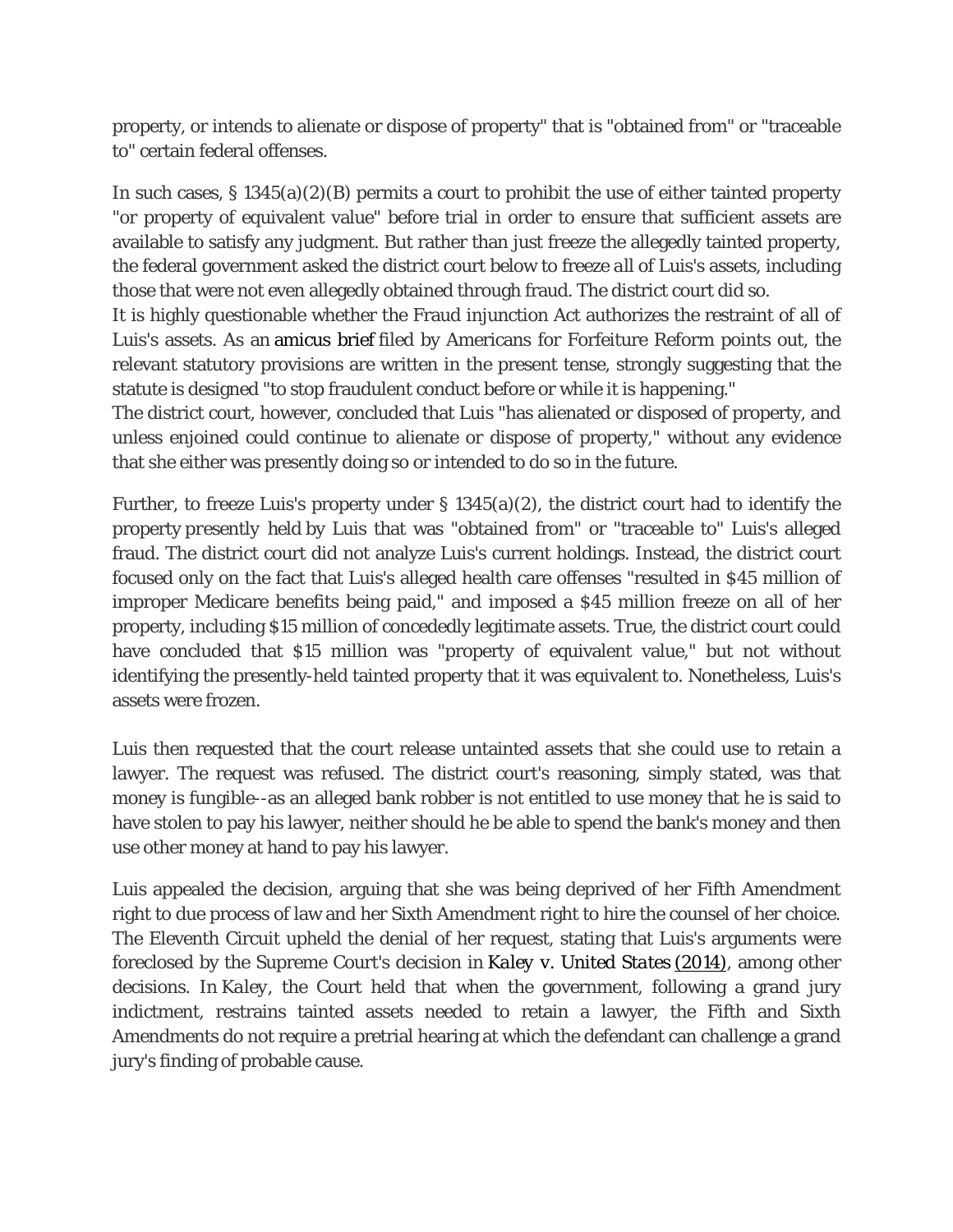property, or intends to alienate or dispose of property" that is "obtained from" or "traceable to" certain federal offenses.

In such cases, § 1345(a)(2)(B) permits a court to prohibit the use of either tainted property "or property of equivalent value" before trial in order to ensure that sufficient assets are available to satisfy any judgment. But rather than just freeze the allegedly tainted property, the federal government asked the district court below to freeze all of Luis's assets, including those that were not even allegedly obtained through fraud. The district court did so.

It is highly questionable whether the Fraud injunction Act authorizes the restraint of all of Luis's assets. As an amicus brief filed by Americans for Forfeiture Reform points out, the relevant statutory provisions are written in the present tense, strongly suggesting that the statute is designed "to stop fraudulent conduct before or while it is happening."

The district court, however, concluded that Luis "has alienated or disposed of property, and unless enjoined could continue to alienate or dispose of property," without any evidence that she either was presently doing so or intended to do so in the future.

Further, to freeze Luis's property under § 1345(a)(2), the district court had to identify the property *presently held* by Luis that was "obtained from" or "traceable to" Luis's alleged fraud. The district court did not analyze Luis's current holdings. Instead, the district court focused only on the fact that Luis's alleged health care offenses "resulted in $45 million of improper Medicare benefits being paid," and imposed a $45 million freeze on all of her property, including $15 million of concededly legitimate assets. True, the district court could have concluded that $15 million was "property of equivalent value," but not without identifying the presently-held tainted property that it was equivalent to. Nonetheless, Luis's assets were frozen.

Luis then requested that the court release untainted assets that she could use to retain a lawyer. The request was refused. The district court's reasoning, simply stated, was that money is fungible--as an alleged bank robber is not entitled to use money that he is said to have stolen to pay his lawyer, neither should he be able to spend the bank's money and then use other money at hand to pay his lawyer.

Luis appealed the decision, arguing that she was being deprived of her Fifth Amendment right to due process of law and her Sixth Amendment right to hire the counsel of her choice. The Eleventh Circuit upheld the denial of her request, stating that Luis's arguments were foreclosed by the Supreme Court's decision in *Kaley v. United States* (2014), among other decisions. In *Kaley*, the Court held that when the government, following a grand jury indictment, restrains tainted assets needed to retain a lawyer, the Fifth and Sixth Amendments do not require a pretrial hearing at which the defendant can challenge a grand jury's finding of probable cause.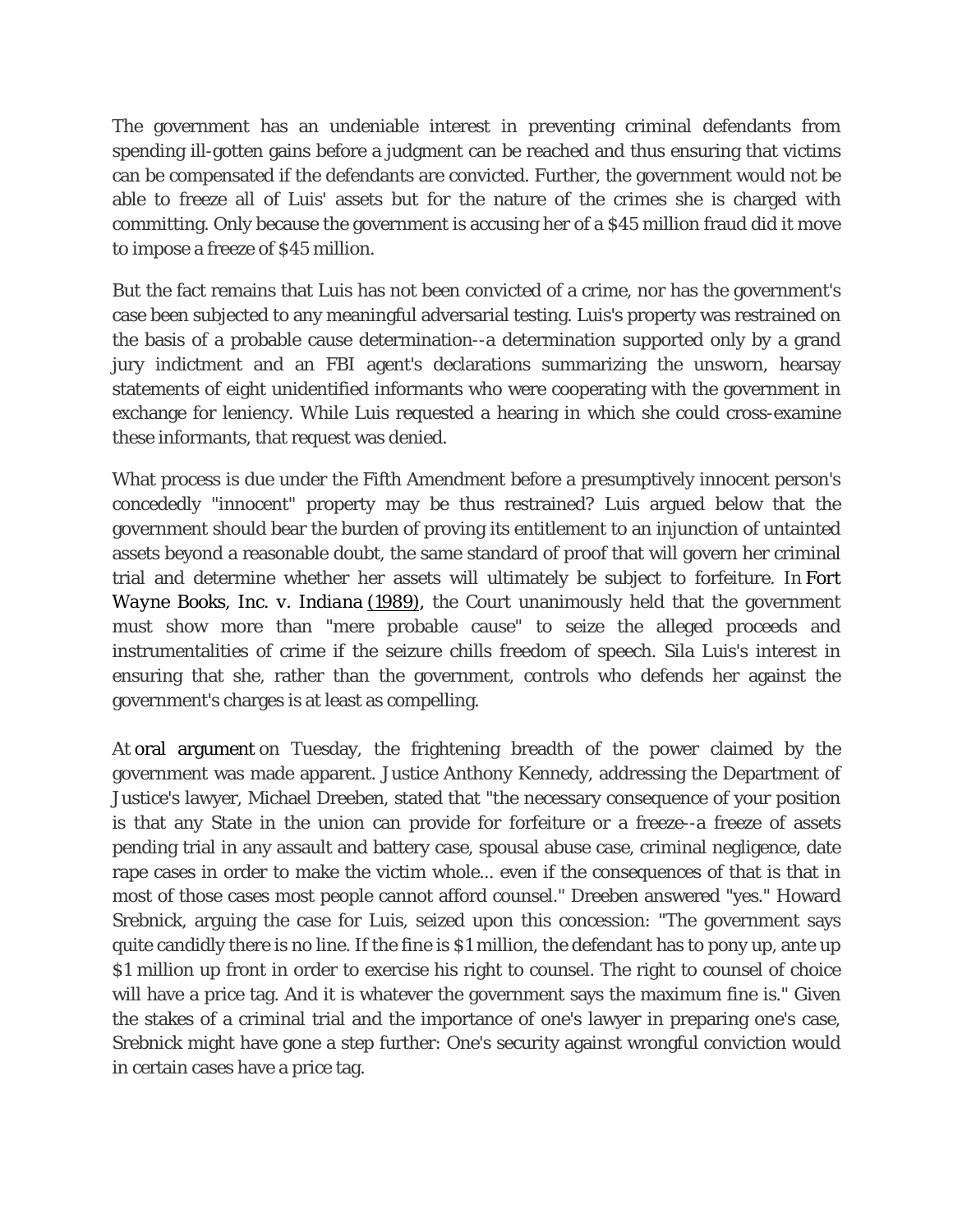The government has an undeniable interest in preventing criminal defendants from spending ill-gotten gains before a judgment can be reached and thus ensuring that victims can be compensated if the defendants are convicted. Further, the government would not be able to freeze all of Luis' assets but for the nature of the crimes she is charged with committing. Only because the government is accusing her of a $45 million fraud did it move to impose a freeze of $45 million.

But the fact remains that Luis has not been convicted of a crime, nor has the government's case been subjected to any meaningful adversarial testing. Luis's property was restrained on the basis of a probable cause determination--a determination supported only by a grand jury indictment and an FBI agent's declarations summarizing the unsworn, hearsay statements of eight unidentified informants who were cooperating with the government in exchange for leniency. While Luis requested a hearing in which she could cross-examine these informants, that request was denied.

What process is due under the Fifth Amendment before a presumptively innocent person's concededly "innocent" property may be thus restrained? Luis argued below that the government should bear the burden of proving its entitlement to an injunction of untainted assets beyond a reasonable doubt, the same standard of proof that will govern her criminal trial and determine whether her assets will ultimately be subject to forfeiture. In *Fort Wayne Books, Inc. v. Indiana* (1989), the Court unanimously held that the government must show more than "mere probable cause" to seize the alleged proceeds and instrumentalities of crime if the seizure chills freedom of speech. Sila Luis's interest in ensuring that she, rather than the government, controls who defends her against the government's charges is at least as compelling.

At oral argument on Tuesday, the frightening breadth of the power claimed by the government was made apparent. Justice Anthony Kennedy, addressing the Department of Justice's lawyer, Michael Dreeben, stated that "the necessary consequence of your position is that any State in the union can provide for forfeiture or a freeze--a freeze of assets pending trial in any assault and battery case, spousal abuse case, criminal negligence, date rape cases in order to make the victim whole... even if the consequences of that is that in most of those cases most people cannot afford counsel." Dreeben answered "yes." Howard Srebnick, arguing the case for Luis, seized upon this concession: "The government says quite candidly there is no line. If the fine is $1 million, the defendant has to pony up, ante up $1 million up front in order to exercise his right to counsel. The right to counsel of choice will have a price tag. And it is whatever the government says the maximum fine is." Given the stakes of a criminal trial and the importance of one's lawyer in preparing one's case, Srebnick might have gone a step further: One's security against wrongful conviction would in certain cases have a price tag.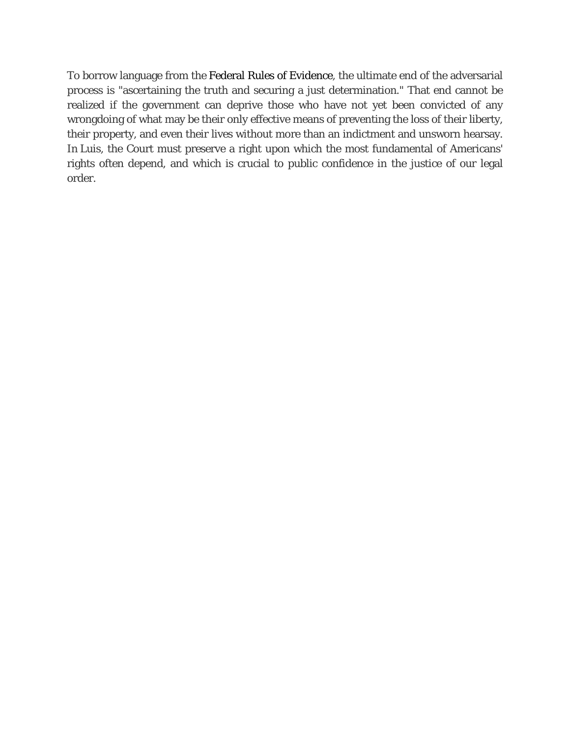To borrow language from the Federal Rules of Evidence, the ultimate end of the adversarial process is "ascertaining the truth and securing a just determination." That end cannot be realized if the government can deprive those who have not yet been convicted of any wrongdoing of what may be their only effective means of preventing the loss of their liberty, their property, and even their lives without more than an indictment and unsworn hearsay. In Luis, the Court must preserve a right upon which the most fundamental of Americans' rights often depend, and which is crucial to public confidence in the justice of our legal order.